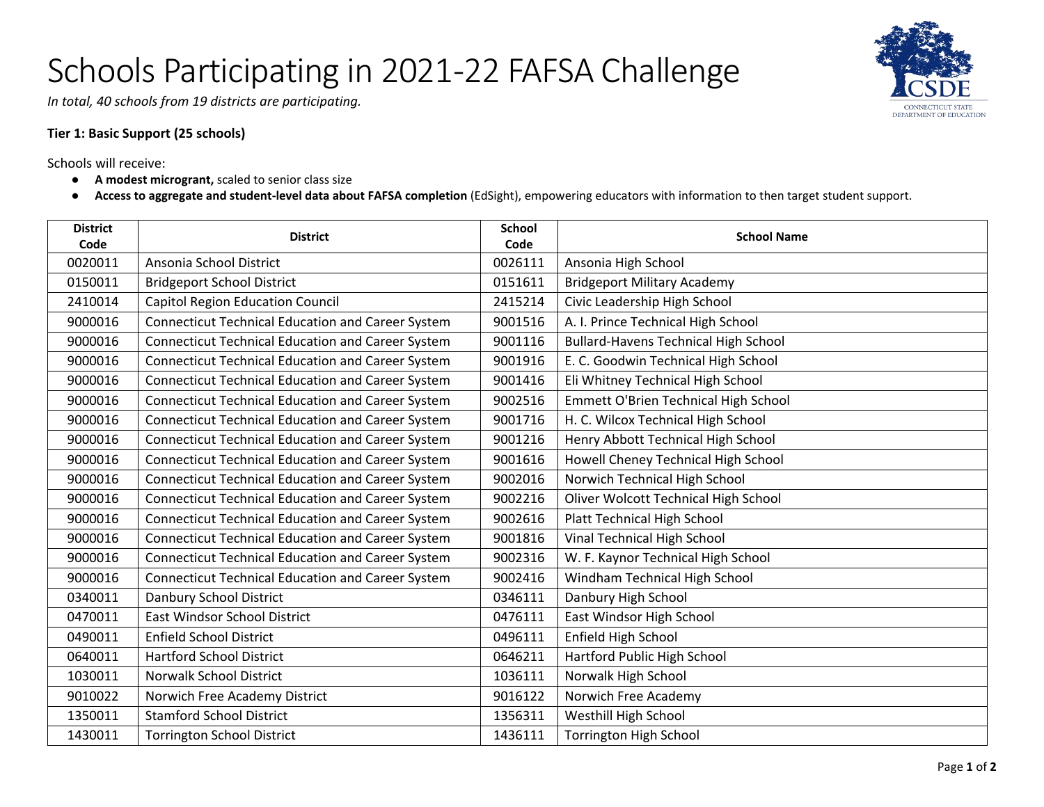# Schools Participating in 2021-22 FAFSA Challenge

*In total, 40 schools from 19 districts are participating.*

**Tier 1: Basic Support (25 schools)**

Schools will receive:

- **A modest microgrant,** scaled to senior class size
- **Access to aggregate and student-level data about FAFSA completion** (EdSight), empowering educators with information to then target student support.

| District Code | District | School Code | School Name |
|---|---|---|---|
| 0020011 | Ansonia School District | 0026111 | Ansonia High School |
| 0150011 | Bridgeport School District | 0151611 | Bridgeport Military Academy |
| 2410014 | Capitol Region Education Council | 2415214 | Civic Leadership High School |
| 9000016 | Connecticut Technical Education and Career System | 9001516 | A. I. Prince Technical High School |
| 9000016 | Connecticut Technical Education and Career System | 9001116 | Bullard-Havens Technical High School |
| 9000016 | Connecticut Technical Education and Career System | 9001916 | E. C. Goodwin Technical High School |
| 9000016 | Connecticut Technical Education and Career System | 9001416 | Eli Whitney Technical High School |
| 9000016 | Connecticut Technical Education and Career System | 9002516 | Emmett O'Brien Technical High School |
| 9000016 | Connecticut Technical Education and Career System | 9001716 | H. C. Wilcox Technical High School |
| 9000016 | Connecticut Technical Education and Career System | 9001216 | Henry Abbott Technical High School |
| 9000016 | Connecticut Technical Education and Career System | 9001616 | Howell Cheney Technical High School |
| 9000016 | Connecticut Technical Education and Career System | 9002016 | Norwich Technical High School |
| 9000016 | Connecticut Technical Education and Career System | 9002216 | Oliver Wolcott Technical High School |
| 9000016 | Connecticut Technical Education and Career System | 9002616 | Platt Technical High School |
| 9000016 | Connecticut Technical Education and Career System | 9001816 | Vinal Technical High School |
| 9000016 | Connecticut Technical Education and Career System | 9002316 | W. F. Kaynor Technical High School |
| 9000016 | Connecticut Technical Education and Career System | 9002416 | Windham Technical High School |
| 0340011 | Danbury School District | 0346111 | Danbury High School |
| 0470011 | East Windsor School District | 0476111 | East Windsor High School |
| 0490011 | Enfield School District | 0496111 | Enfield High School |
| 0640011 | Hartford School District | 0646211 | Hartford Public High School |
| 1030011 | Norwalk School District | 1036111 | Norwalk High School |
| 9010022 | Norwich Free Academy District | 9016122 | Norwich Free Academy |
| 1350011 | Stamford School District | 1356311 | Westhill High School |
| 1430011 | Torrington School District | 1436111 | Torrington High School |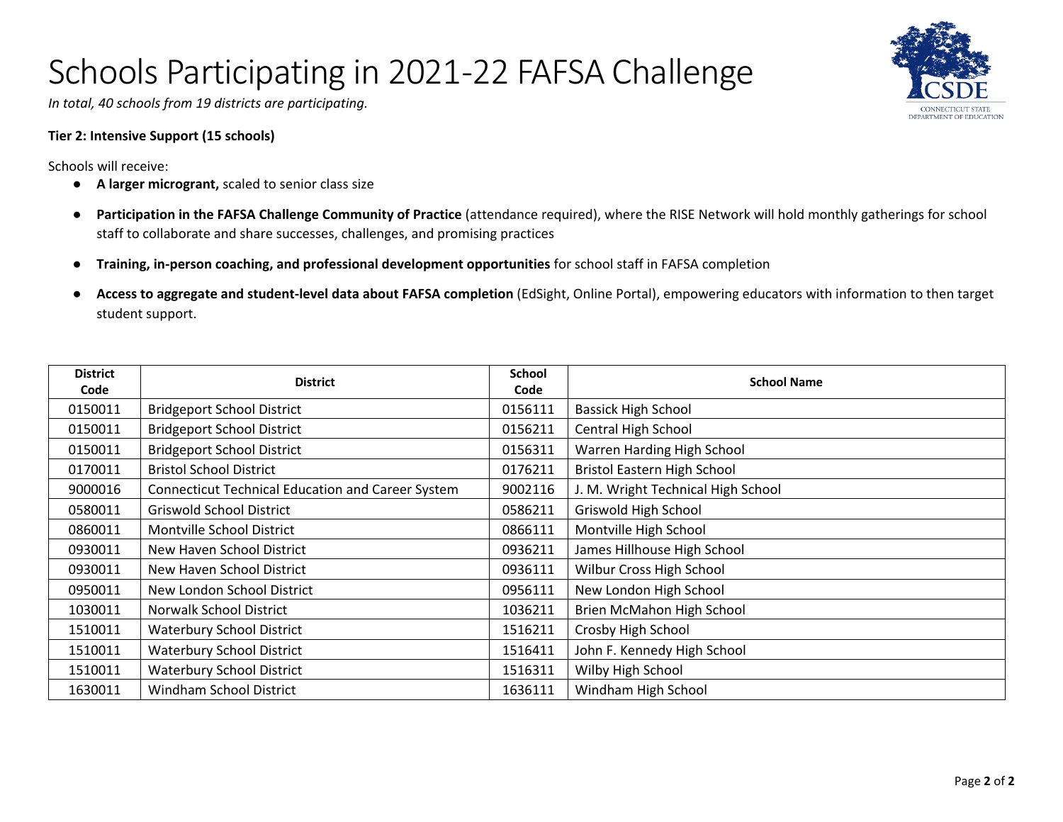# Schools Participating in 2021-22 FAFSA Challenge

*In total, 40 schools from 19 districts are participating.*

**Tier 2: Intensive Support (15 schools)**

Schools will receive:

- **A larger microgrant,** scaled to senior class size
- **Participation in the FAFSA Challenge Community of Practice** (attendance required), where the RISE Network will hold monthly gatherings for school staff to collaborate and share successes, challenges, and promising practices
- **Training, in-person coaching, and professional development opportunities** for school staff in FAFSA completion
- **Access to aggregate and student-level data about FAFSA completion** (EdSight, Online Portal), empowering educators with information to then target student support.

| District Code | District | School Code | School Name |
|---|---|---|---|
| 0150011 | Bridgeport School District | 0156111 | Bassick High School |
| 0150011 | Bridgeport School District | 0156211 | Central High School |
| 0150011 | Bridgeport School District | 0156311 | Warren Harding High School |
| 0170011 | Bristol School District | 0176211 | Bristol Eastern High School |
| 9000016 | Connecticut Technical Education and Career System | 9002116 | J. M. Wright Technical High School |
| 0580011 | Griswold School District | 0586211 | Griswold High School |
| 0860011 | Montville School District | 0866111 | Montville High School |
| 0930011 | New Haven School District | 0936211 | James Hillhouse High School |
| 0930011 | New Haven School District | 0936111 | Wilbur Cross High School |
| 0950011 | New London School District | 0956111 | New London High School |
| 1030011 | Norwalk School District | 1036211 | Brien McMahon High School |
| 1510011 | Waterbury School District | 1516211 | Crosby High School |
| 1510011 | Waterbury School District | 1516411 | John F. Kennedy High School |
| 1510011 | Waterbury School District | 1516311 | Wilby High School |
| 1630011 | Windham School District | 1636111 | Windham High School |